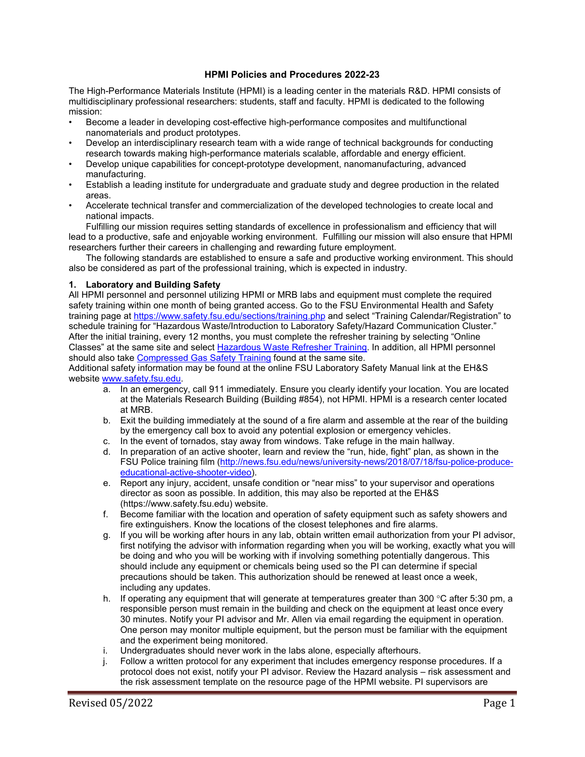# HPMI Policies and Procedures 2022-23

The High-Performance Materials Institute (HPMI) is a leading center in the materials R&D. HPMI consists of multidisciplinary professional researchers: students, staff and faculty. HPMI is dedicated to the following mission:

- Become a leader in developing cost-effective high-performance composites and multifunctional nanomaterials and product prototypes.
- Develop an interdisciplinary research team with a wide range of technical backgrounds for conducting research towards making high-performance materials scalable, affordable and energy efficient.
- Develop unique capabilities for concept-prototype development, nanomanufacturing, advanced manufacturing.
- Establish a leading institute for undergraduate and graduate study and degree production in the related areas.
- Accelerate technical transfer and commercialization of the developed technologies to create local and national impacts.

Fulfilling our mission requires setting standards of excellence in professionalism and efficiency that will lead to a productive, safe and enjoyable working environment. Fulfilling our mission will also ensure that HPMI researchers further their careers in challenging and rewarding future employment.

The following standards are established to ensure a safe and productive working environment. This should also be considered as part of the professional training, which is expected in industry.

## 1. Laboratory and Building Safety

All HPMI personnel and personnel utilizing HPMI or MRB labs and equipment must complete the required safety training within one month of being granted access. Go to the FSU Environmental Health and Safety training page at https://www.safety.fsu.edu/sections/training.php and select "Training Calendar/Registration" to schedule training for "Hazardous Waste/Introduction to Laboratory Safety/Hazard Communication Cluster." After the initial training, every 12 months, you must complete the refresher training by selecting "Online Classes" at the same site and select Hazardous Waste Refresher Training. In addition, all HPMI personnel should also take Compressed Gas Safety Training found at the same site.

Additional safety information may be found at the online FSU Laboratory Safety Manual link at the EH&S website www.safety.fsu.edu.

a. In an emergency, call 911 immediately. Ensure you clearly identify your location. You are located at the Materials Research Building (Building #854), not HPMI. HPMI is a research center located at MRB.

b. Exit the building immediately at the sound of a fire alarm and assemble at the rear of the building by the emergency call box to avoid any potential explosion or emergency vehicles.

c. In the event of tornados, stay away from windows. Take refuge in the main hallway.

d. In preparation of an active shooter, learn and review the "run, hide, fight" plan, as shown in the FSU Police training film (http://news.fsu.edu/news/university-news/2018/07/18/fsu-police-produce-educational-active-shooter-video).

e. Report any injury, accident, unsafe condition or "near miss" to your supervisor and operations director as soon as possible. In addition, this may also be reported at the EH&S (https://www.safety.fsu.edu) website.

f. Become familiar with the location and operation of safety equipment such as safety showers and fire extinguishers. Know the locations of the closest telephones and fire alarms.

g. If you will be working after hours in any lab, obtain written email authorization from your PI advisor, first notifying the advisor with information regarding when you will be working, exactly what you will be doing and who you will be working with if involving something potentially dangerous. This should include any equipment or chemicals being used so the PI can determine if special precautions should be taken. This authorization should be renewed at least once a week, including any updates.

h. If operating any equipment that will generate at temperatures greater than 300 °C after 5:30 pm, a responsible person must remain in the building and check on the equipment at least once every 30 minutes. Notify your PI advisor and Mr. Allen via email regarding the equipment in operation. One person may monitor multiple equipment, but the person must be familiar with the equipment and the experiment being monitored.

i. Undergraduates should never work in the labs alone, especially afterhours.

j. Follow a written protocol for any experiment that includes emergency response procedures. If a protocol does not exist, notify your PI advisor. Review the Hazard analysis – risk assessment and the risk assessment template on the resource page of the HPMI website. PI supervisors are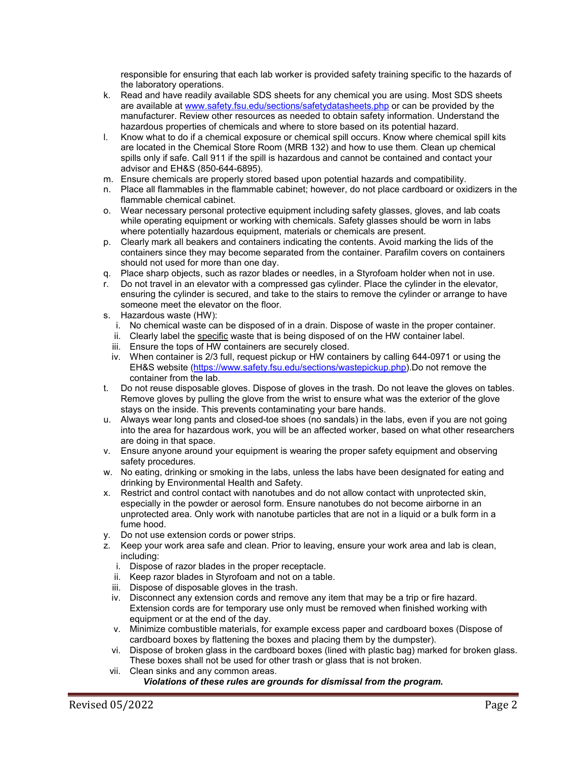responsible for ensuring that each lab worker is provided safety training specific to the hazards of the laboratory operations.

k. Read and have readily available SDS sheets for any chemical you are using. Most SDS sheets are available at www.safety.fsu.edu/sections/safetydatasheets.php or can be provided by the manufacturer. Review other resources as needed to obtain safety information. Understand the hazardous properties of chemicals and where to store based on its potential hazard.
l. Know what to do if a chemical exposure or chemical spill occurs. Know where chemical spill kits are located in the Chemical Store Room (MRB 132) and how to use them. Clean up chemical spills only if safe. Call 911 if the spill is hazardous and cannot be contained and contact your advisor and EH&S (850-644-6895).
m. Ensure chemicals are properly stored based upon potential hazards and compatibility.
n. Place all flammables in the flammable cabinet; however, do not place cardboard or oxidizers in the flammable chemical cabinet.
o. Wear necessary personal protective equipment including safety glasses, gloves, and lab coats while operating equipment or working with chemicals. Safety glasses should be worn in labs where potentially hazardous equipment, materials or chemicals are present.
p. Clearly mark all beakers and containers indicating the contents. Avoid marking the lids of the containers since they may become separated from the container. Parafilm covers on containers should not used for more than one day.
q. Place sharp objects, such as razor blades or needles, in a Styrofoam holder when not in use.
r. Do not travel in an elevator with a compressed gas cylinder. Place the cylinder in the elevator, ensuring the cylinder is secured, and take to the stairs to remove the cylinder or arrange to have someone meet the elevator on the floor.
s. Hazardous waste (HW):
   i. No chemical waste can be disposed of in a drain. Dispose of waste in the proper container.
   ii. Clearly label the <u>specific</u> waste that is being disposed of on the HW container label.
   iii. Ensure the tops of HW containers are securely closed.
   iv. When container is 2/3 full, request pickup or HW containers by calling 644-0971 or using the EH&S website (https://www.safety.fsu.edu/sections/wastepickup.php).Do not remove the container from the lab.
t. Do not reuse disposable gloves. Dispose of gloves in the trash. Do not leave the gloves on tables. Remove gloves by pulling the glove from the wrist to ensure what was the exterior of the glove stays on the inside. This prevents contaminating your bare hands.
u. Always wear long pants and closed-toe shoes (no sandals) in the labs, even if you are not going into the area for hazardous work, you will be an affected worker, based on what other researchers are doing in that space.
v. Ensure anyone around your equipment is wearing the proper safety equipment and observing safety procedures.
w. No eating, drinking or smoking in the labs, unless the labs have been designated for eating and drinking by Environmental Health and Safety.
x. Restrict and control contact with nanotubes and do not allow contact with unprotected skin, especially in the powder or aerosol form. Ensure nanotubes do not become airborne in an unprotected area. Only work with nanotube particles that are not in a liquid or a bulk form in a fume hood.
y. Do not use extension cords or power strips.
z. Keep your work area safe and clean. Prior to leaving, ensure your work area and lab is clean, including:
   i. Dispose of razor blades in the proper receptacle.
   ii. Keep razor blades in Styrofoam and not on a table.
   iii. Dispose of disposable gloves in the trash.
   iv. Disconnect any extension cords and remove any item that may be a trip or fire hazard. Extension cords are for temporary use only must be removed when finished working with equipment or at the end of the day.
   v. Minimize combustible materials, for example excess paper and cardboard boxes (Dispose of cardboard boxes by flattening the boxes and placing them by the dumpster).
   vi. Dispose of broken glass in the cardboard boxes (lined with plastic bag) marked for broken glass. These boxes shall not be used for other trash or glass that is not broken.
   vii. Clean sinks and any common areas.

***Violations of these rules are grounds for dismissal from the program.***

Revised 05/2022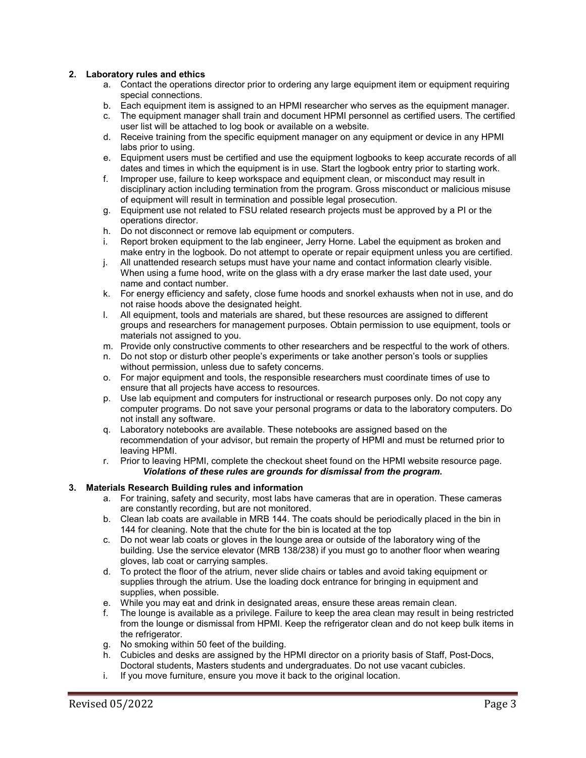**2. Laboratory rules and ethics**

a. Contact the operations director prior to ordering any large equipment item or equipment requiring special connections.
b. Each equipment item is assigned to an HPMI researcher who serves as the equipment manager.
c. The equipment manager shall train and document HPMI personnel as certified users. The certified user list will be attached to log book or available on a website.
d. Receive training from the specific equipment manager on any equipment or device in any HPMI labs prior to using.
e. Equipment users must be certified and use the equipment logbooks to keep accurate records of all dates and times in which the equipment is in use. Start the logbook entry prior to starting work.
f. Improper use, failure to keep workspace and equipment clean, or misconduct may result in disciplinary action including termination from the program. Gross misconduct or malicious misuse of equipment will result in termination and possible legal prosecution.
g. Equipment use not related to FSU related research projects must be approved by a PI or the operations director.
h. Do not disconnect or remove lab equipment or computers.
i. Report broken equipment to the lab engineer, Jerry Horne. Label the equipment as broken and make entry in the logbook. Do not attempt to operate or repair equipment unless you are certified.
j. All unattended research setups must have your name and contact information clearly visible. When using a fume hood, write on the glass with a dry erase marker the last date used, your name and contact number.
k. For energy efficiency and safety, close fume hoods and snorkel exhausts when not in use, and do not raise hoods above the designated height.
l. All equipment, tools and materials are shared, but these resources are assigned to different groups and researchers for management purposes. Obtain permission to use equipment, tools or materials not assigned to you.
m. Provide only constructive comments to other researchers and be respectful to the work of others.
n. Do not stop or disturb other people's experiments or take another person's tools or supplies without permission, unless due to safety concerns.
o. For major equipment and tools, the responsible researchers must coordinate times of use to ensure that all projects have access to resources.
p. Use lab equipment and computers for instructional or research purposes only. Do not copy any computer programs. Do not save your personal programs or data to the laboratory computers. Do not install any software.
q. Laboratory notebooks are available. These notebooks are assigned based on the recommendation of your advisor, but remain the property of HPMI and must be returned prior to leaving HPMI.
r. Prior to leaving HPMI, complete the checkout sheet found on the HPMI website resource page.

***Violations of these rules are grounds for dismissal from the program.***

**3. Materials Research Building rules and information**

a. For training, safety and security, most labs have cameras that are in operation. These cameras are constantly recording, but are not monitored.
b. Clean lab coats are available in MRB 144. The coats should be periodically placed in the bin in 144 for cleaning. Note that the chute for the bin is located at the top
c. Do not wear lab coats or gloves in the lounge area or outside of the laboratory wing of the building. Use the service elevator (MRB 138/238) if you must go to another floor when wearing gloves, lab coat or carrying samples.
d. To protect the floor of the atrium, never slide chairs or tables and avoid taking equipment or supplies through the atrium. Use the loading dock entrance for bringing in equipment and supplies, when possible.
e. While you may eat and drink in designated areas, ensure these areas remain clean.
f. The lounge is available as a privilege. Failure to keep the area clean may result in being restricted from the lounge or dismissal from HPMI. Keep the refrigerator clean and do not keep bulk items in the refrigerator.
g. No smoking within 50 feet of the building.
h. Cubicles and desks are assigned by the HPMI director on a priority basis of Staff, Post-Docs, Doctoral students, Masters students and undergraduates. Do not use vacant cubicles.
i. If you move furniture, ensure you move it back to the original location.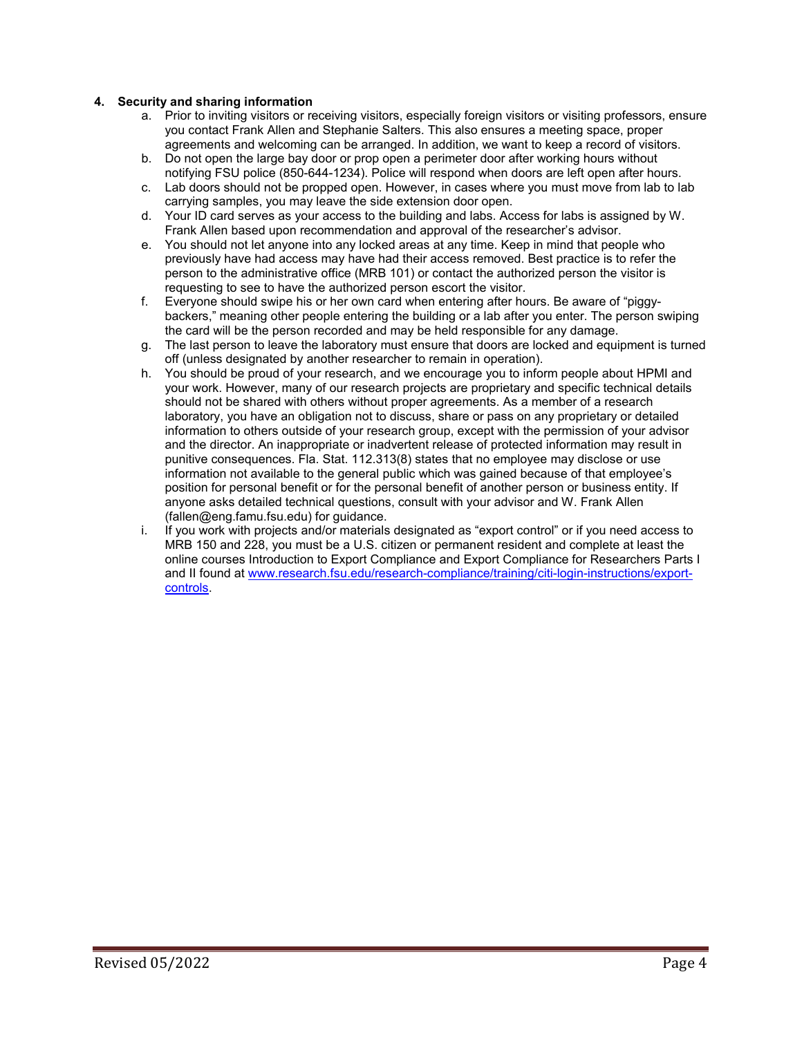**4. Security and sharing information**

a. Prior to inviting visitors or receiving visitors, especially foreign visitors or visiting professors, ensure you contact Frank Allen and Stephanie Salters. This also ensures a meeting space, proper agreements and welcoming can be arranged. In addition, we want to keep a record of visitors.

b. Do not open the large bay door or prop open a perimeter door after working hours without notifying FSU police (850-644-1234). Police will respond when doors are left open after hours.

c. Lab doors should not be propped open. However, in cases where you must move from lab to lab carrying samples, you may leave the side extension door open.

d. Your ID card serves as your access to the building and labs. Access for labs is assigned by W. Frank Allen based upon recommendation and approval of the researcher's advisor.

e. You should not let anyone into any locked areas at any time. Keep in mind that people who previously have had access may have had their access removed. Best practice is to refer the person to the administrative office (MRB 101) or contact the authorized person the visitor is requesting to see to have the authorized person escort the visitor.

f. Everyone should swipe his or her own card when entering after hours. Be aware of "piggy-backers," meaning other people entering the building or a lab after you enter. The person swiping the card will be the person recorded and may be held responsible for any damage.

g. The last person to leave the laboratory must ensure that doors are locked and equipment is turned off (unless designated by another researcher to remain in operation).

h. You should be proud of your research, and we encourage you to inform people about HPMI and your work. However, many of our research projects are proprietary and specific technical details should not be shared with others without proper agreements. As a member of a research laboratory, you have an obligation not to discuss, share or pass on any proprietary or detailed information to others outside of your research group, except with the permission of your advisor and the director. An inappropriate or inadvertent release of protected information may result in punitive consequences. Fla. Stat. 112.313(8) states that no employee may disclose or use information not available to the general public which was gained because of that employee's position for personal benefit or for the personal benefit of another person or business entity. If anyone asks detailed technical questions, consult with your advisor and W. Frank Allen (fallen@eng.famu.fsu.edu) for guidance.

i. If you work with projects and/or materials designated as "export control" or if you need access to MRB 150 and 228, you must be a U.S. citizen or permanent resident and complete at least the online courses Introduction to Export Compliance and Export Compliance for Researchers Parts I and II found at [www.research.fsu.edu/research-compliance/training/citi-login-instructions/export-controls](www.research.fsu.edu/research-compliance/training/citi-login-instructions/export-controls).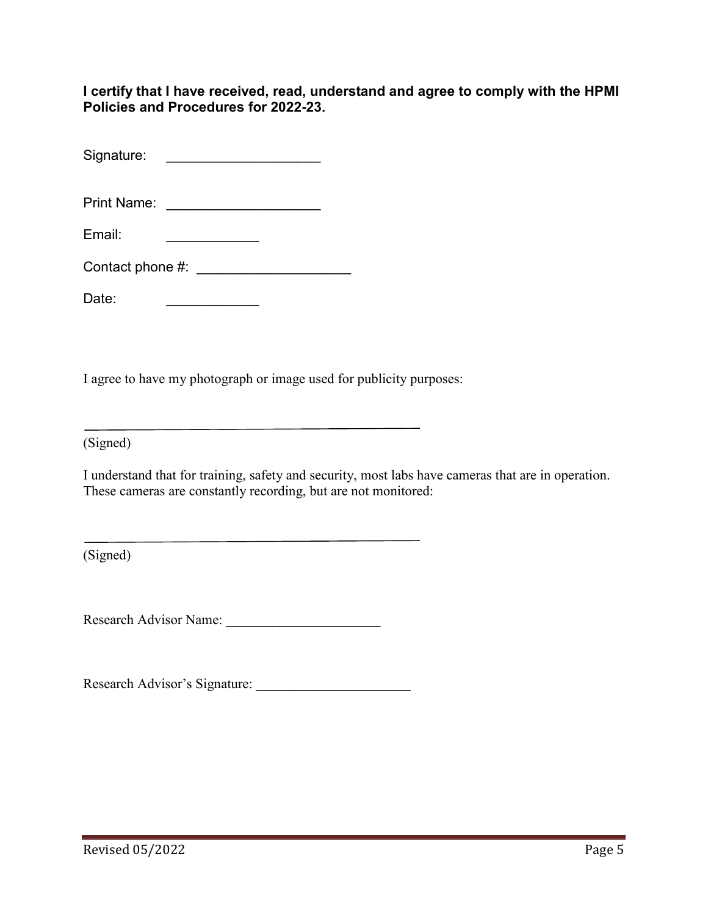**I certify that I have received, read, understand and agree to comply with the HPMI Policies and Procedures for 2022-23.**

Signature: ____________________

Print Name: ____________________

Email: ____________

Contact phone #: ____________________

Date: ____________

I agree to have my photograph or image used for publicity purposes:

__________________________________________

(Signed)

I understand that for training, safety and security, most labs have cameras that are in operation. These cameras are constantly recording, but are not monitored:

__________________________________________

(Signed)

Research Advisor Name: ______________________

Research Advisor's Signature: ______________________

Revised 05/2022